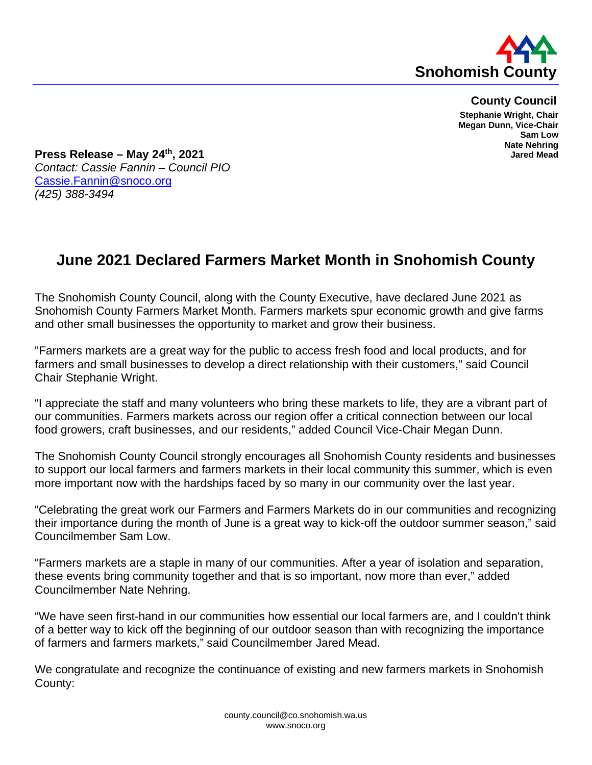**Snohomish County**

**County Council**
**Stephanie Wright, Chair**
**Megan Dunn, Vice-Chair**
**Sam Low**
**Nate Nehring**
**Jared Mead**

**Press Release – May 24th, 2021**
*Contact: Cassie Fannin – Council PIO*
Cassie.Fannin@snoco.org
*(425) 388-3494*

# June 2021 Declared Farmers Market Month in Snohomish County

The Snohomish County Council, along with the County Executive, have declared June 2021 as Snohomish County Farmers Market Month. Farmers markets spur economic growth and give farms and other small businesses the opportunity to market and grow their business.

"Farmers markets are a great way for the public to access fresh food and local products, and for farmers and small businesses to develop a direct relationship with their customers," said Council Chair Stephanie Wright.

"I appreciate the staff and many volunteers who bring these markets to life, they are a vibrant part of our communities. Farmers markets across our region offer a critical connection between our local food growers, craft businesses, and our residents," added Council Vice-Chair Megan Dunn.

The Snohomish County Council strongly encourages all Snohomish County residents and businesses to support our local farmers and farmers markets in their local community this summer, which is even more important now with the hardships faced by so many in our community over the last year.

"Celebrating the great work our Farmers and Farmers Markets do in our communities and recognizing their importance during the month of June is a great way to kick-off the outdoor summer season," said Councilmember Sam Low.

"Farmers markets are a staple in many of our communities. After a year of isolation and separation, these events bring community together and that is so important, now more than ever," added Councilmember Nate Nehring.

"We have seen first-hand in our communities how essential our local farmers are, and I couldn't think of a better way to kick off the beginning of our outdoor season than with recognizing the importance of farmers and farmers markets," said Councilmember Jared Mead.

We congratulate and recognize the continuance of existing and new farmers markets in Snohomish County:

county.council@co.snohomish.wa.us
www.snoco.org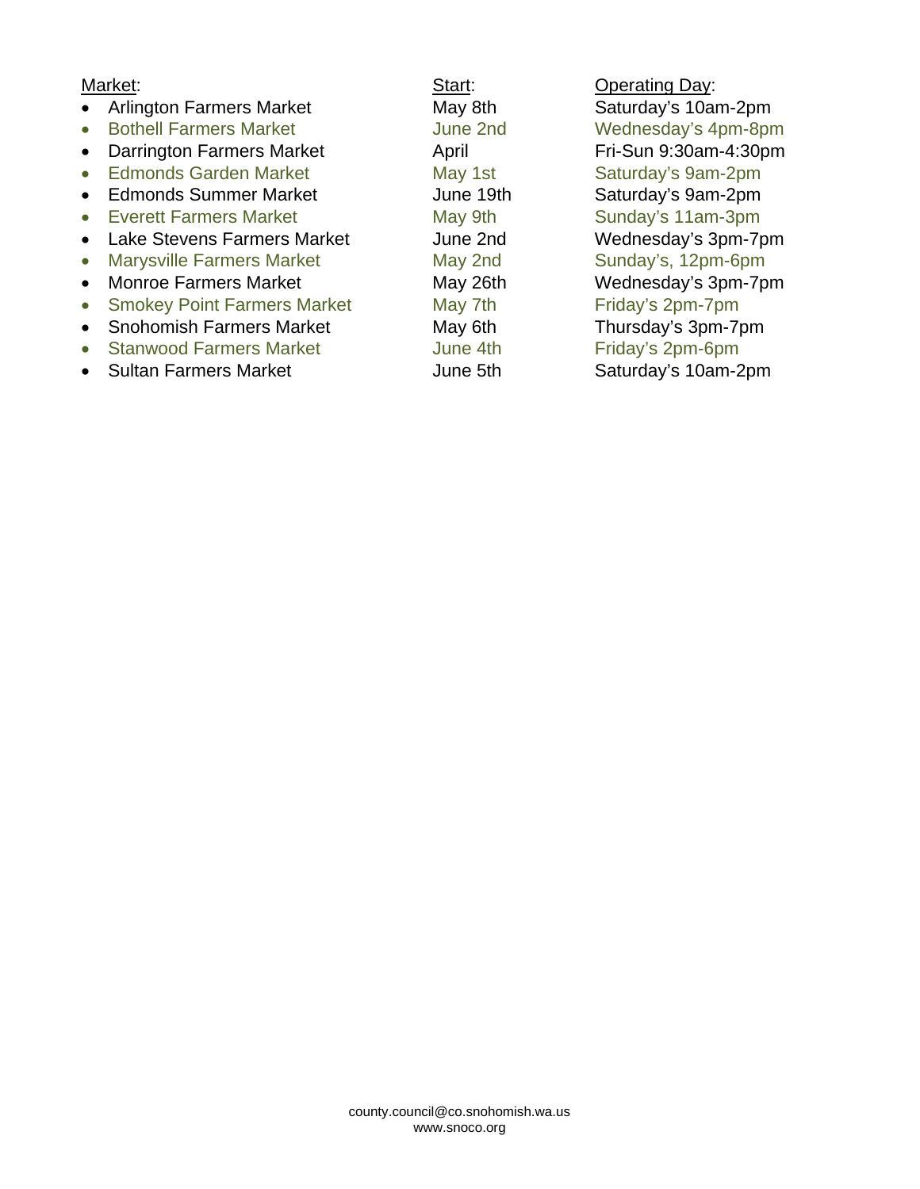| Market: | Start: | Operating Day: |
|---|---|---|
| Arlington Farmers Market | May 8th | Saturday's 10am-2pm |
| Bothell Farmers Market | June 2nd | Wednesday's 4pm-8pm |
| Darrington Farmers Market | April | Fri-Sun 9:30am-4:30pm |
| Edmonds Garden Market | May 1st | Saturday's 9am-2pm |
| Edmonds Summer Market | June 19th | Saturday's 9am-2pm |
| Everett Farmers Market | May 9th | Sunday's 11am-3pm |
| Lake Stevens Farmers Market | June 2nd | Wednesday's 3pm-7pm |
| Marysville Farmers Market | May 2nd | Sunday's, 12pm-6pm |
| Monroe Farmers Market | May 26th | Wednesday's 3pm-7pm |
| Smokey Point Farmers Market | May 7th | Friday's 2pm-7pm |
| Snohomish Farmers Market | May 6th | Thursday's 3pm-7pm |
| Stanwood Farmers Market | June 4th | Friday's 2pm-6pm |
| Sultan Farmers Market | June 5th | Saturday's 10am-2pm |

county.council@co.snohomish.wa.us
www.snoco.org